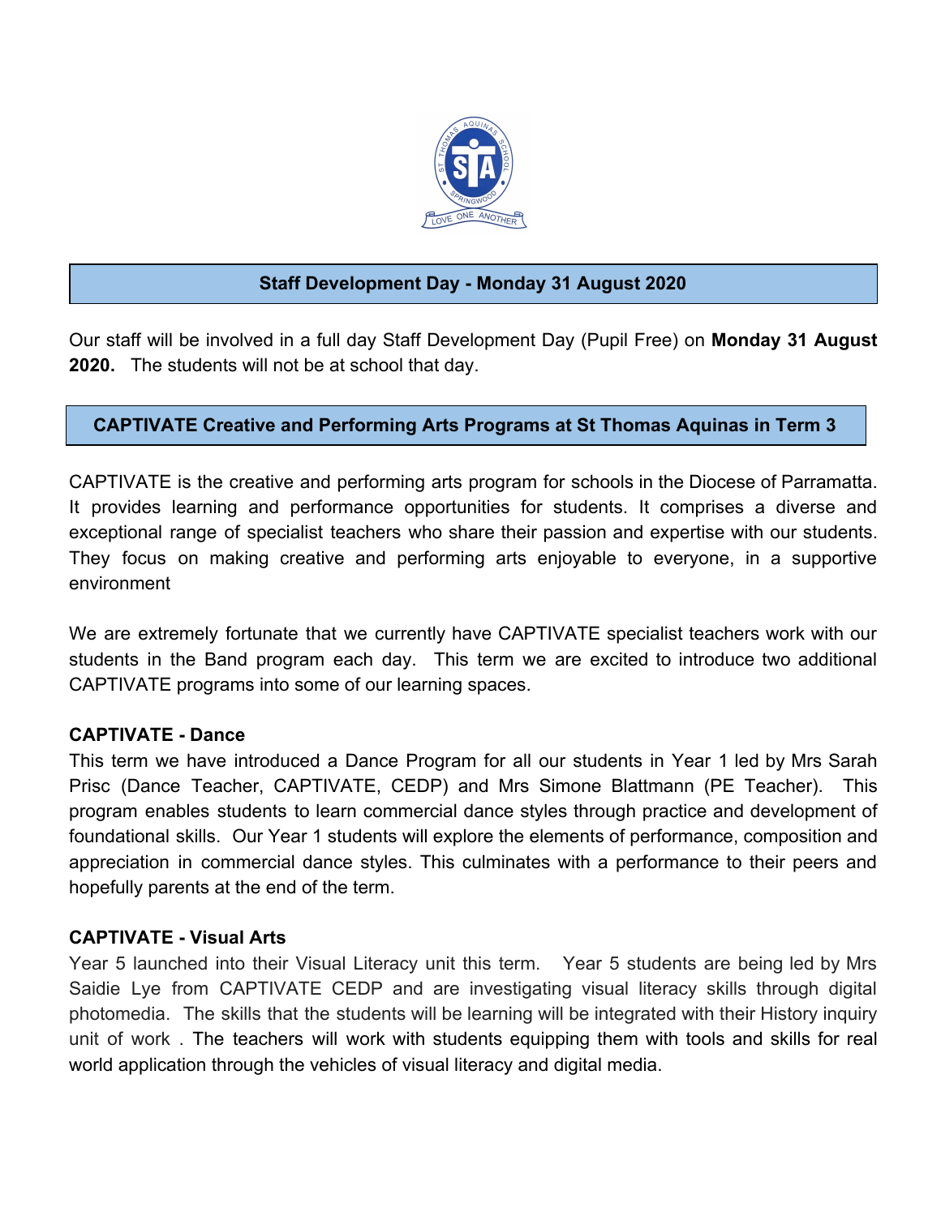## Staff Development Day - Monday 31 August 2020

Our staff will be involved in a full day Staff Development Day (Pupil Free) on **Monday 31 August 2020.** The students will not be at school that day.

## CAPTIVATE Creative and Performing Arts Programs at St Thomas Aquinas in Term 3

CAPTIVATE is the creative and performing arts program for schools in the Diocese of Parramatta. It provides learning and performance opportunities for students. It comprises a diverse and exceptional range of specialist teachers who share their passion and expertise with our students. They focus on making creative and performing arts enjoyable to everyone, in a supportive environment

We are extremely fortunate that we currently have CAPTIVATE specialist teachers work with our students in the Band program each day. This term we are excited to introduce two additional CAPTIVATE programs into some of our learning spaces.

### CAPTIVATE - Dance

This term we have introduced a Dance Program for all our students in Year 1 led by Mrs Sarah Prisc (Dance Teacher, CAPTIVATE, CEDP) and Mrs Simone Blattmann (PE Teacher). This program enables students to learn commercial dance styles through practice and development of foundational skills. Our Year 1 students will explore the elements of performance, composition and appreciation in commercial dance styles. This culminates with a performance to their peers and hopefully parents at the end of the term.

### CAPTIVATE - Visual Arts

Year 5 launched into their Visual Literacy unit this term. Year 5 students are being led by Mrs Saidie Lye from CAPTIVATE CEDP and are investigating visual literacy skills through digital photomedia. The skills that the students will be learning will be integrated with their History inquiry unit of work . The teachers will work with students equipping them with tools and skills for real world application through the vehicles of visual literacy and digital media.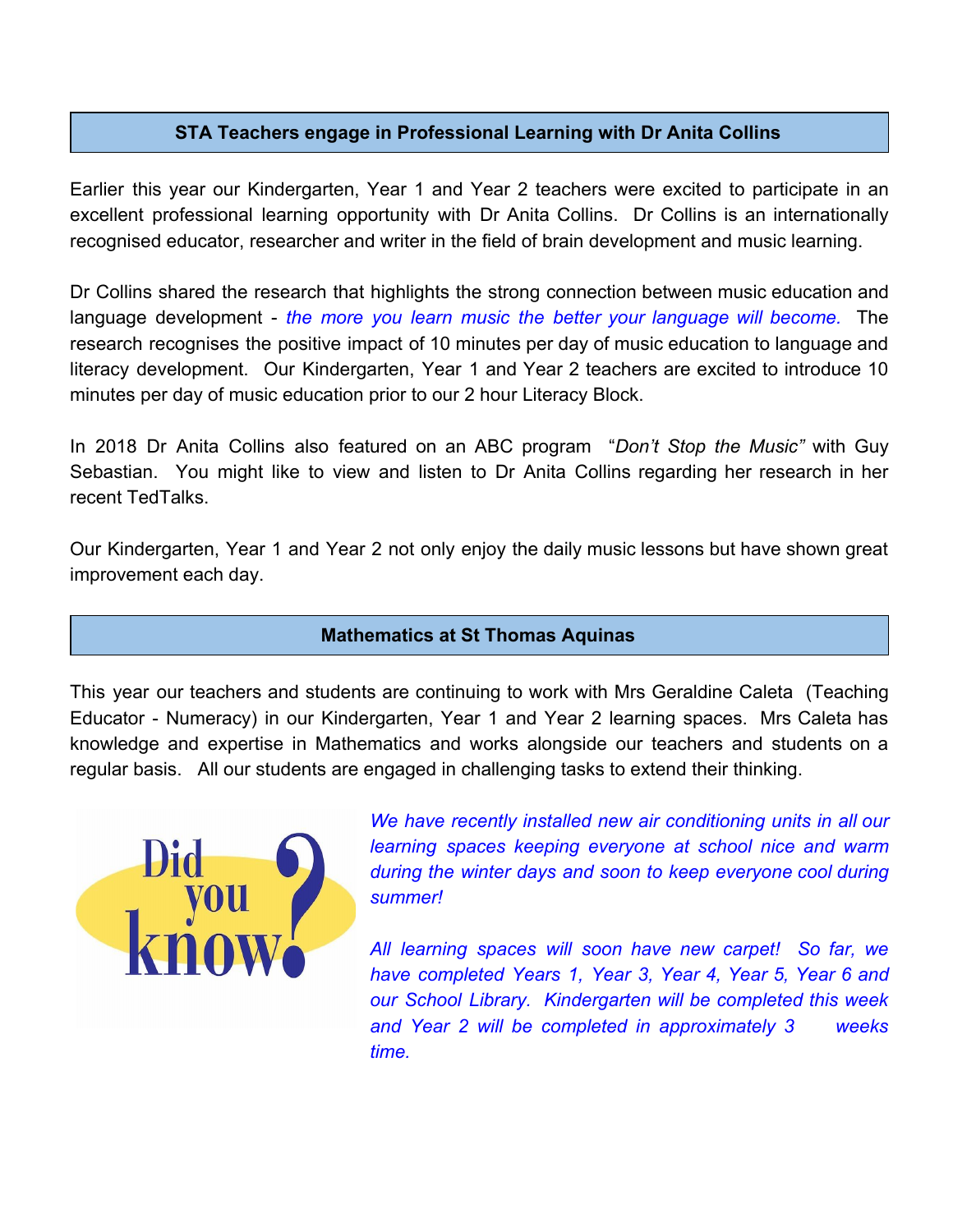## STA Teachers engage in Professional Learning with Dr Anita Collins

Earlier this year our Kindergarten, Year 1 and Year 2 teachers were excited to participate in an excellent professional learning opportunity with Dr Anita Collins. Dr Collins is an internationally recognised educator, researcher and writer in the field of brain development and music learning.

Dr Collins shared the research that highlights the strong connection between music education and language development - *the more you learn music the better your language will become.* The research recognises the positive impact of 10 minutes per day of music education to language and literacy development. Our Kindergarten, Year 1 and Year 2 teachers are excited to introduce 10 minutes per day of music education prior to our 2 hour Literacy Block.

In 2018 Dr Anita Collins also featured on an ABC program "*Don't Stop the Music"* with Guy Sebastian. You might like to view and listen to Dr Anita Collins regarding her research in her recent TedTalks.

Our Kindergarten, Year 1 and Year 2 not only enjoy the daily music lessons but have shown great improvement each day.

## Mathematics at St Thomas Aquinas

This year our teachers and students are continuing to work with Mrs Geraldine Caleta (Teaching Educator - Numeracy) in our Kindergarten, Year 1 and Year 2 learning spaces. Mrs Caleta has knowledge and expertise in Mathematics and works alongside our teachers and students on a regular basis. All our students are engaged in challenging tasks to extend their thinking.

**Did you know?**

*We have recently installed new air conditioning units in all our learning spaces keeping everyone at school nice and warm during the winter days and soon to keep everyone cool during summer!*

*All learning spaces will soon have new carpet! So far, we have completed Years 1, Year 3, Year 4, Year 5, Year 6 and our School Library. Kindergarten will be completed this week and Year 2 will be completed in approximately 3 weeks time.*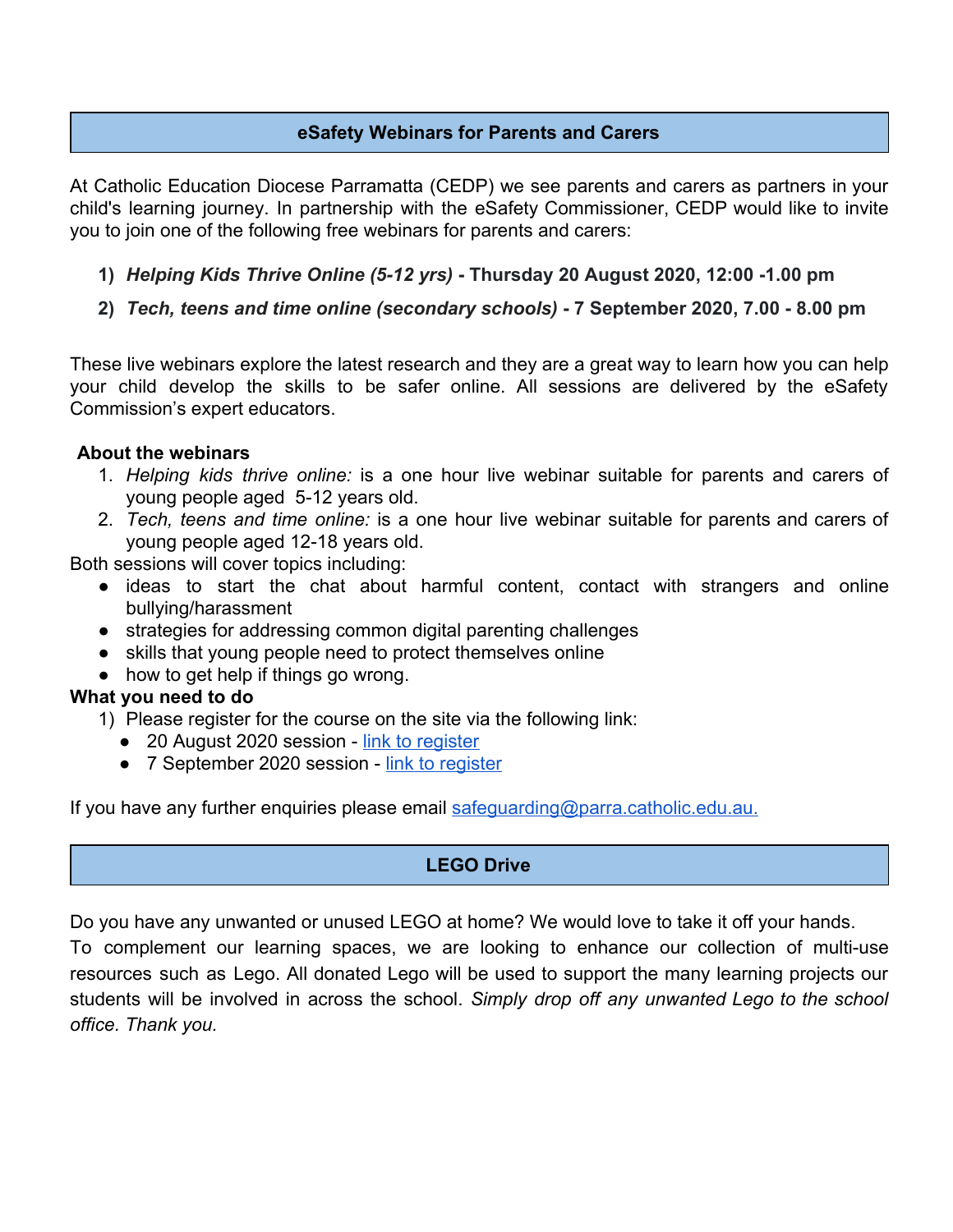## eSafety Webinars for Parents and Carers

At Catholic Education Diocese Parramatta (CEDP) we see parents and carers as partners in your child's learning journey. In partnership with the eSafety Commissioner, CEDP would like to invite you to join one of the following free webinars for parents and carers:

1) ***Helping Kids Thrive Online (5-12 yrs)*** **- Thursday 20 August 2020, 12:00 -1.00 pm**
2) ***Tech, teens and time online (secondary schools)*** **- 7 September 2020, 7.00 - 8.00 pm**

These live webinars explore the latest research and they are a great way to learn how you can help your child develop the skills to be safer online. All sessions are delivered by the eSafety Commission's expert educators.

**About the webinars**

1. *Helping kids thrive online:* is a one hour live webinar suitable for parents and carers of young people aged 5-12 years old.
2. *Tech, teens and time online:* is a one hour live webinar suitable for parents and carers of young people aged 12-18 years old.

Both sessions will cover topics including:

- ideas to start the chat about harmful content, contact with strangers and online bullying/harassment
- strategies for addressing common digital parenting challenges
- skills that young people need to protect themselves online
- how to get help if things go wrong.

**What you need to do**

1) Please register for the course on the site via the following link:
   - 20 August 2020 session - link to register
   - 7 September 2020 session - link to register

If you have any further enquiries please email safeguarding@parra.catholic.edu.au.

## LEGO Drive

Do you have any unwanted or unused LEGO at home? We would love to take it off your hands.
To complement our learning spaces, we are looking to enhance our collection of multi-use resources such as Lego. All donated Lego will be used to support the many learning projects our students will be involved in across the school. *Simply drop off any unwanted Lego to the school office. Thank you.*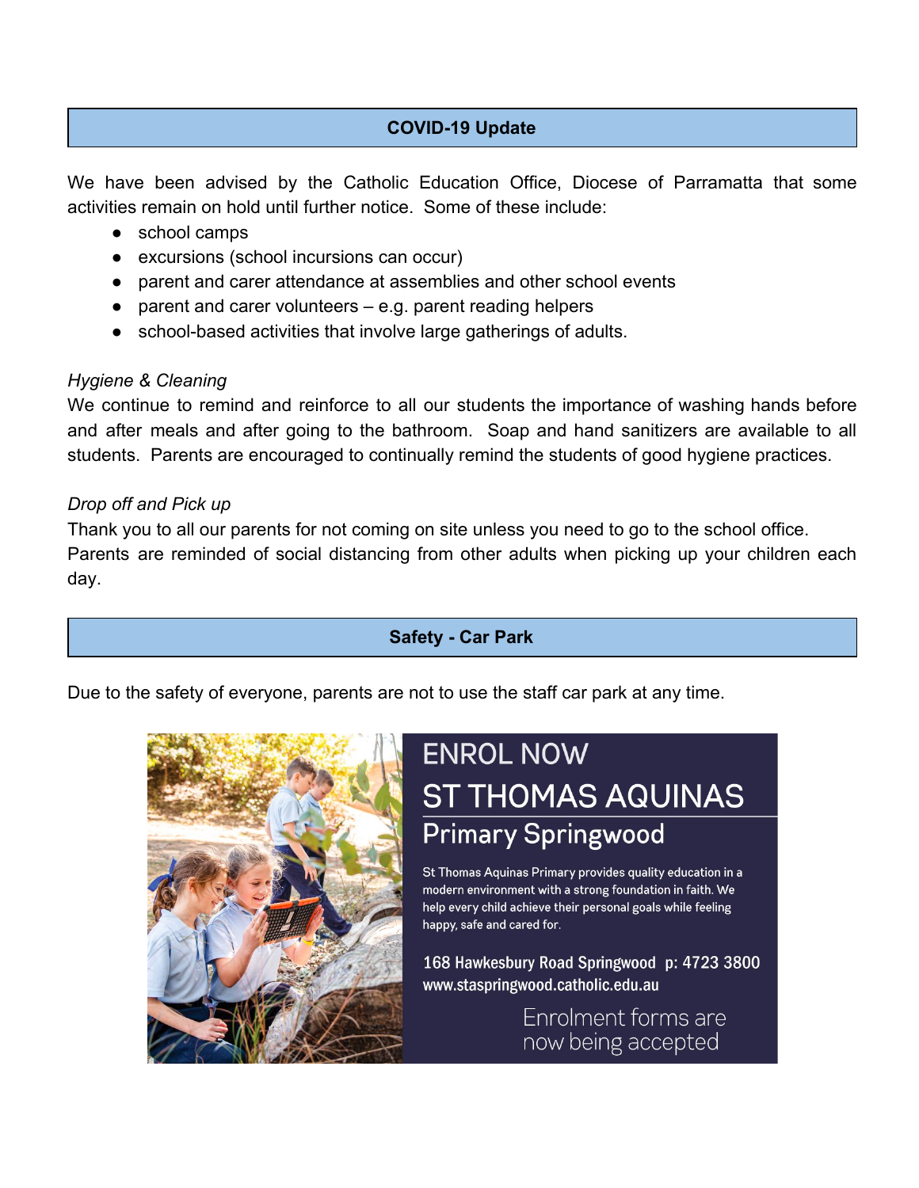## COVID-19 Update

We have been advised by the Catholic Education Office, Diocese of Parramatta that some activities remain on hold until further notice. Some of these include:

- school camps
- excursions (school incursions can occur)
- parent and carer attendance at assemblies and other school events
- parent and carer volunteers – e.g. parent reading helpers
- school-based activities that involve large gatherings of adults.

*Hygiene & Cleaning*

We continue to remind and reinforce to all our students the importance of washing hands before and after meals and after going to the bathroom. Soap and hand sanitizers are available to all students. Parents are encouraged to continually remind the students of good hygiene practices.

*Drop off and Pick up*

Thank you to all our parents for not coming on site unless you need to go to the school office. Parents are reminded of social distancing from other adults when picking up your children each day.

## Safety - Car Park

Due to the safety of everyone, parents are not to use the staff car park at any time.

ENROL NOW

ST THOMAS AQUINAS

Primary Springwood

St Thomas Aquinas Primary provides quality education in a modern environment with a strong foundation in faith. We help every child achieve their personal goals while feeling happy, safe and cared for.

168 Hawkesbury Road Springwood p: 4723 3800
www.staspringwood.catholic.edu.au

Enrolment forms are now being accepted